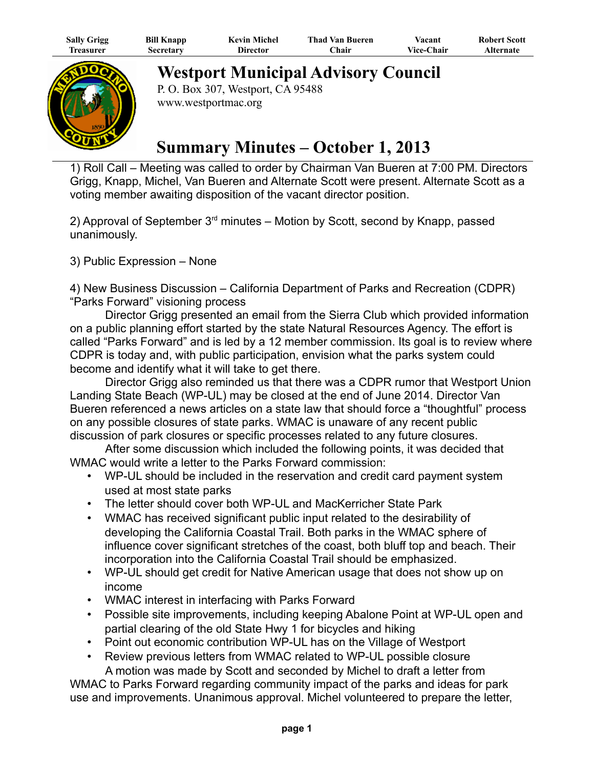| Sally Grigg | Bill Knapp | Kevin Michel | Thad Van Bueren | Vacant | Robert Scott |
|---|---|---|---|---|---|
| Treasurer | Secretary | Director | Chair | Vice-Chair | Alternate |

# Westport Municipal Advisory Council

P. O. Box 307, Westport, CA 95488
www.westportmac.org

# Summary Minutes – October 1, 2013

1) Roll Call – Meeting was called to order by Chairman Van Bueren at 7:00 PM. Directors Grigg, Knapp, Michel, Van Bueren and Alternate Scott were present. Alternate Scott as a voting member awaiting disposition of the vacant director position.

2) Approval of September 3rd minutes – Motion by Scott, second by Knapp, passed unanimously.

3) Public Expression – None

4) New Business Discussion – California Department of Parks and Recreation (CDPR) "Parks Forward" visioning process

Director Grigg presented an email from the Sierra Club which provided information on a public planning effort started by the state Natural Resources Agency. The effort is called "Parks Forward" and is led by a 12 member commission. Its goal is to review where CDPR is today and, with public participation, envision what the parks system could become and identify what it will take to get there.

Director Grigg also reminded us that there was a CDPR rumor that Westport Union Landing State Beach (WP-UL) may be closed at the end of June 2014. Director Van Bueren referenced a news articles on a state law that should force a "thoughtful" process on any possible closures of state parks. WMAC is unaware of any recent public discussion of park closures or specific processes related to any future closures.

After some discussion which included the following points, it was decided that WMAC would write a letter to the Parks Forward commission:

- WP-UL should be included in the reservation and credit card payment system used at most state parks
- The letter should cover both WP-UL and MacKerricher State Park
- WMAC has received significant public input related to the desirability of developing the California Coastal Trail. Both parks in the WMAC sphere of influence cover significant stretches of the coast, both bluff top and beach. Their incorporation into the California Coastal Trail should be emphasized.
- WP-UL should get credit for Native American usage that does not show up on income
- WMAC interest in interfacing with Parks Forward
- Possible site improvements, including keeping Abalone Point at WP-UL open and partial clearing of the old State Hwy 1 for bicycles and hiking
- Point out economic contribution WP-UL has on the Village of Westport
- Review previous letters from WMAC related to WP-UL possible closure

A motion was made by Scott and seconded by Michel to draft a letter from WMAC to Parks Forward regarding community impact of the parks and ideas for park use and improvements. Unanimous approval. Michel volunteered to prepare the letter,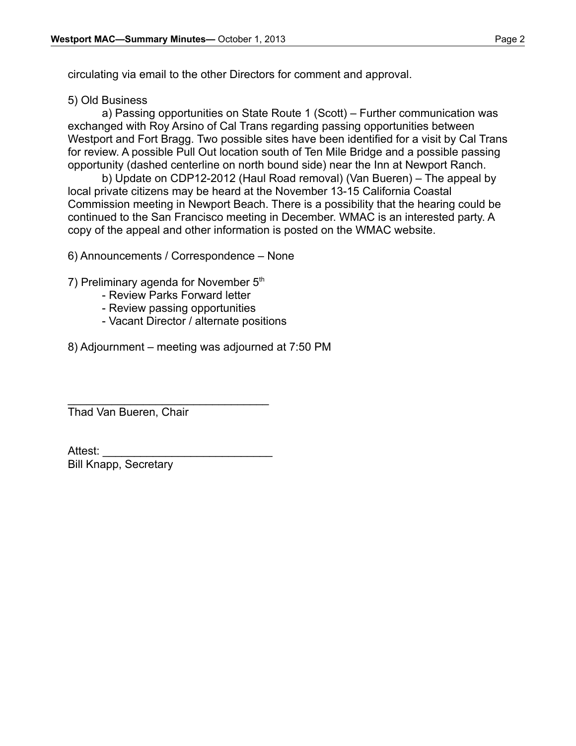circulating via email to the other Directors for comment and approval.

5) Old Business

a) Passing opportunities on State Route 1 (Scott) – Further communication was exchanged with Roy Arsino of Cal Trans regarding passing opportunities between Westport and Fort Bragg. Two possible sites have been identified for a visit by Cal Trans for review. A possible Pull Out location south of Ten Mile Bridge and a possible passing opportunity (dashed centerline on north bound side) near the Inn at Newport Ranch.

b) Update on CDP12-2012 (Haul Road removal) (Van Bueren) – The appeal by local private citizens may be heard at the November 13-15 California Coastal Commission meeting in Newport Beach. There is a possibility that the hearing could be continued to the San Francisco meeting in December. WMAC is an interested party. A copy of the appeal and other information is posted on the WMAC website.

6) Announcements / Correspondence – None

7) Preliminary agenda for November 5th

- Review Parks Forward letter
- Review passing opportunities
- Vacant Director / alternate positions

8) Adjournment – meeting was adjourned at 7:50 PM

________________________________
Thad Van Bueren, Chair

Attest: ___________________________
Bill Knapp, Secretary